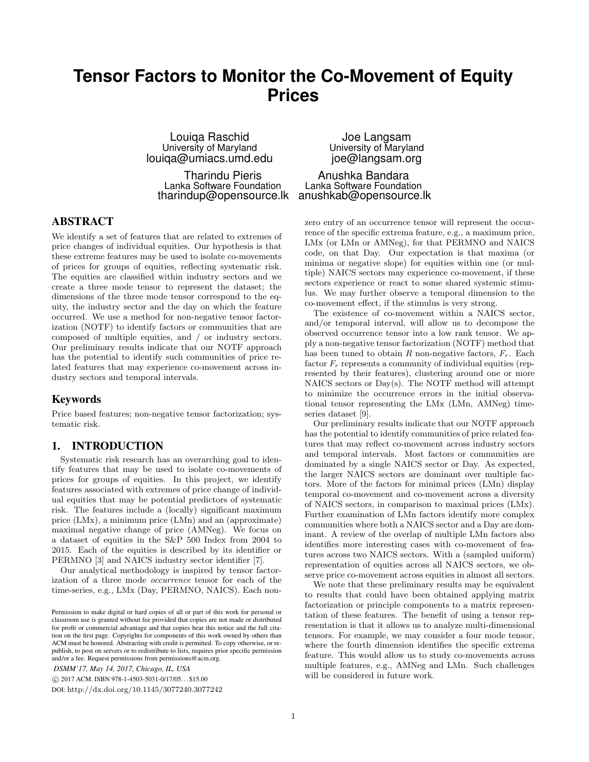# Tensor Factors to Monitor the Co-Movement of Equity Prices

Louiqa Raschid
University of Maryland
louiqa@umiacs.umd.edu

Joe Langsam
University of Maryland
joe@langsam.org

Tharindu Pieris
Lanka Software Foundation
tharindup@opensource.lk

Anushka Bandara
Lanka Software Foundation
anushkab@opensource.lk

## ABSTRACT

We identify a set of features that are related to extremes of price changes of individual equities. Our hypothesis is that these extreme features may be used to isolate co-movements of prices for groups of equities, reflecting systematic risk. The equities are classified within industry sectors and we create a three mode tensor to represent the dataset; the dimensions of the three mode tensor correspond to the equity, the industry sector and the day on which the feature occurred. We use a method for non-negative tensor factorization (NOTF) to identify factors or communities that are composed of multiple equities, and / or industry sectors. Our preliminary results indicate that our NOTF approach has the potential to identify such communities of price related features that may experience co-movement across industry sectors and temporal intervals.

## Keywords

Price based features; non-negative tensor factorization; systematic risk.

## 1. INTRODUCTION

Systematic risk research has an overarching goal to identify features that may be used to isolate co-movements of prices for groups of equities. In this project, we identify features associated with extremes of price change of individual equities that may be potential predictors of systematic risk. The features include a (locally) significant maximum price (LMx), a minimum price (LMn) and an (approximate) maximal negative change of price (AMNeg). We focus on a dataset of equities in the S&P 500 Index from 2004 to 2015. Each of the equities is described by its identifier or PERMNO [3] and NAICS industry sector identifier [7].

Our analytical methodology is inspired by tensor factorization of a three mode *occurrence* tensor for each of the time-series, e.g., LMx (Day, PERMNO, NAICS). Each non-zero entry of an occurrence tensor will represent the occurrence of the specific extrema feature, e.g., a maximum price, LMx (or LMn or AMNeg), for that PERMNO and NAICS code, on that Day. Our expectation is that maxima (or minima or negative slope) for equities within one (or multiple) NAICS sectors may experience co-movement, if these sectors experience or react to some shared systemic stimulus. We may further observe a temporal dimension to the co-movement effect, if the stimulus is very strong.

The existence of co-movement within a NAICS sector, and/or temporal interval, will allow us to decompose the observed occurrence tensor into a low rank tensor. We apply a non-negative tensor factorization (NOTF) method that has been tuned to obtain $R$ non-negative factors, $F_r$. Each factor $F_r$ represents a community of individual equities (represented by their features), clustering around one or more NAICS sectors or Day(s). The NOTF method will attempt to minimize the occurrence errors in the initial observational tensor representing the LMx (LMn, AMNeg) time-series dataset [9].

Our preliminary results indicate that our NOTF approach has the potential to identify communities of price related features that may reflect co-movement across industry sectors and temporal intervals. Most factors or communities are dominated by a single NAICS sector or Day. As expected, the larger NAICS sectors are dominant over multiple factors. More of the factors for minimal prices (LMn) display temporal co-movement and co-movement across a diversity of NAICS sectors, in comparison to maximal prices (LMx). Further examination of LMn factors identify more complex communities where both a NAICS sector and a Day are dominant. A review of the overlap of multiple LMn factors also identifies more interesting cases with co-movement of features across two NAICS sectors. With a (sampled uniform) representation of equities across all NAICS sectors, we observe price co-movement across equities in almost all sectors.

We note that these preliminary results may be equivalent to results that could have been obtained applying matrix factorization or principle components to a matrix representation of these features. The benefit of using a tensor representation is that it allows us to analyze multi-dimensional tensors. For example, we may consider a four mode tensor, where the fourth dimension identifies the specific extrema feature. This would allow us to study co-movements across multiple features, e.g., AMNeg and LMn. Such challenges will be considered in future work.

Permission to make digital or hard copies of all or part of this work for personal or classroom use is granted without fee provided that copies are not made or distributed for profit or commercial advantage and that copies bear this notice and the full citation on the first page. Copyrights for components of this work owned by others than ACM must be honored. Abstracting with credit is permitted. To copy otherwise, or republish, to post on servers or to redistribute to lists, requires prior specific permission and/or a fee. Request permissions from permissions@acm.org.

*DSMM'17, May 14, 2017, Chicago, IL, USA*

© 2017 ACM. ISBN 978-1-4503-5031-0/17/05...$15.00

DOI: http://dx.doi.org/10.1145/3077240.3077242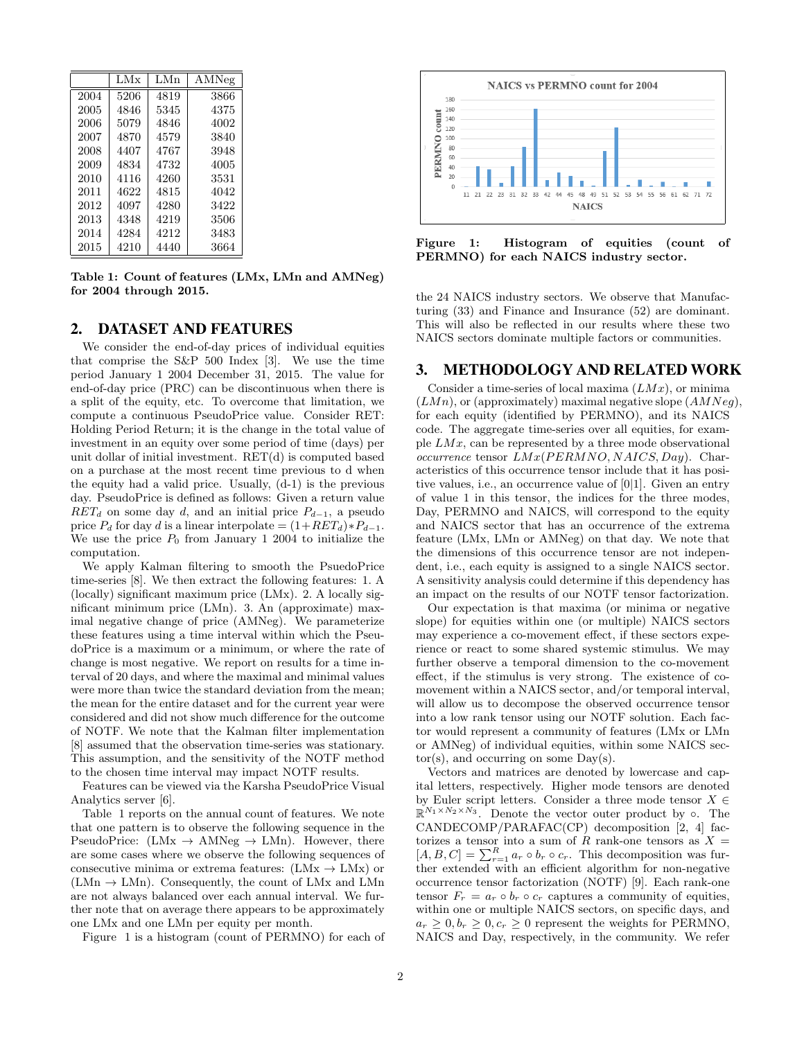|  | LMx | LMn | AMNeg |
|---|---|---|---|
| 2004 | 5206 | 4819 | 3866 |
| 2005 | 4846 | 5345 | 4375 |
| 2006 | 5079 | 4846 | 4002 |
| 2007 | 4870 | 4579 | 3840 |
| 2008 | 4407 | 4767 | 3948 |
| 2009 | 4834 | 4732 | 4005 |
| 2010 | 4116 | 4260 | 3531 |
| 2011 | 4622 | 4815 | 4042 |
| 2012 | 4097 | 4280 | 3422 |
| 2013 | 4348 | 4219 | 3506 |
| 2014 | 4284 | 4212 | 3483 |
| 2015 | 4210 | 4440 | 3664 |

**Table 1: Count of features (LMx, LMn and AMNeg) for 2004 through 2015.**

## 2. DATASET AND FEATURES

We consider the end-of-day prices of individual equities that comprise the S&P 500 Index [3]. We use the time period January 1 2004 December 31, 2015. The value for end-of-day price (PRC) can be discontinuous when there is a split of the equity, etc. To overcome that limitation, we compute a continuous PseudoPrice value. Consider RET: Holding Period Return; it is the change in the total value of investment in an equity over some period of time (days) per unit dollar of initial investment. RET(d) is computed based on a purchase at the most recent time previous to d when the equity had a valid price. Usually, (d-1) is the previous day. PseudoPrice is defined as follows: Given a return value $RET_d$ on some day $d$, and an initial price $P_{d-1}$, a pseudo price $P_d$ for day $d$ is a linear interpolate $= (1 + RET_d) * P_{d-1}$. We use the price $P_0$ from January 1 2004 to initialize the computation.

We apply Kalman filtering to smooth the PsuedoPrice time-series [8]. We then extract the following features: 1. A (locally) significant maximum price (LMx). 2. A locally significant minimum price (LMn). 3. An (approximate) maximal negative change of price (AMNeg). We parameterize these features using a time interval within which the PseudoPrice is a maximum or a minimum, or where the rate of change is most negative. We report on results for a time interval of 20 days, and where the maximal and minimal values were more than twice the standard deviation from the mean; the mean for the entire dataset and for the current year were considered and did not show much difference for the outcome of NOTF. We note that the Kalman filter implementation [8] assumed that the observation time-series was stationary. This assumption, and the sensitivity of the NOTF method to the chosen time interval may impact NOTF results.

Features can be viewed via the Karsha PseudoPrice Visual Analytics server [6].

Table 1 reports on the annual count of features. We note that one pattern is to observe the following sequence in the PseudoPrice: (LMx → AMNeg → LMn). However, there are some cases where we observe the following sequences of consecutive minima or extrema features: (LMx → LMx) or (LMn → LMn). Consequently, the count of LMx and LMn are not always balanced over each annual interval. We further note that on average there appears to be approximately one LMx and one LMn per equity per month.

Figure 1 is a histogram (count of PERMNO) for each of the 24 NAICS industry sectors. We observe that Manufacturing (33) and Finance and Insurance (52) are dominant. This will also be reflected in our results where these two NAICS sectors dominate multiple factors or communities.

**Figure 1: Histogram of equities (count of PERMNO) for each NAICS industry sector.**

## 3. METHODOLOGY AND RELATED WORK

Consider a time-series of local maxima ($LMx$), or minima ($LMn$), or (approximately) maximal negative slope ($AMNeg$), for each equity (identified by PERMNO), and its NAICS code. The aggregate time-series over all equities, for example $LMx$, can be represented by a three mode observational *occurrence* tensor $LMx(PERMNO, NAICS, Day)$. Characteristics of this occurrence tensor include that it has positive values, i.e., an occurrence value of [0|1]. Given an entry of value 1 in this tensor, the indices for the three modes, Day, PERMNO and NAICS, will correspond to the equity and NAICS sector that has an occurrence of the extrema feature (LMx, LMn or AMNeg) on that day. We note that the dimensions of this occurrence tensor are not independent, i.e., each equity is assigned to a single NAICS sector. A sensitivity analysis could determine if this dependency has an impact on the results of our NOTF tensor factorization.

Our expectation is that maxima (or minima or negative slope) for equities within one (or multiple) NAICS sectors may experience a co-movement effect, if these sectors experience or react to some shared systemic stimulus. We may further observe a temporal dimension to the co-movement effect, if the stimulus is very strong. The existence of co-movement within a NAICS sector, and/or temporal interval, will allow us to decompose the observed occurrence tensor into a low rank tensor using our NOTF solution. Each factor would represent a community of features (LMx or LMn or AMNeg) of individual equities, within some NAICS sector(s), and occurring on some Day(s).

Vectors and matrices are denoted by lowercase and capital letters, respectively. Higher mode tensors are denoted by Euler script letters. Consider a three mode tensor $\mathcal{X} \in \mathbb{R}^{N_1 \times N_2 \times N_3}$. Denote the vector outer product by $\circ$. The CANDECOMP/PARAFAC(CP) decomposition [2, 4] factorizes a tensor into a sum of $R$ rank-one tensors as $\mathcal{X} = [A, B, C] = \sum_{r=1}^{R} a_r \circ b_r \circ c_r$. This decomposition was further extended with an efficient algorithm for non-negative occurrence tensor factorization (NOTF) [9]. Each rank-one tensor $F_r = a_r \circ b_r \circ c_r$ captures a community of equities, within one or multiple NAICS sectors, on specific days, and $a_r \geq 0, b_r \geq 0, c_r \geq 0$ represent the weights for PERMNO, NAICS and Day, respectively, in the community. We refer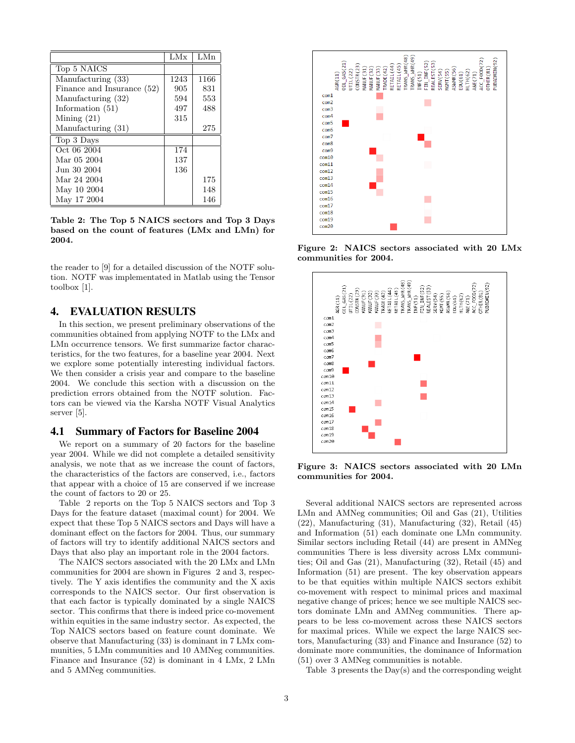|  | LMx | LMn |
|---|---|---|
| Top 5 NAICS |  |  |
| Manufacturing (33) | 1243 | 1166 |
| Finance and Insurance (52) | 905 | 831 |
| Manufacturing (32) | 594 | 553 |
| Information (51) | 497 | 488 |
| Mining (21) | 315 |  |
| Manufacturing (31) |  | 275 |
| Top 3 Days |  |  |
| Oct 06 2004 | 174 |  |
| Mar 05 2004 | 137 |  |
| Jun 30 2004 | 136 |  |
| Mar 24 2004 |  | 175 |
| May 10 2004 |  | 148 |
| May 17 2004 |  | 146 |

**Table 2: The Top 5 NAICS sectors and Top 3 Days based on the count of features (LMx and LMn) for 2004.**

the reader to [9] for a detailed discussion of the NOTF solution. NOTF was implementated in Matlab using the Tensor toolbox [1].

## 4. EVALUATION RESULTS

In this section, we present preliminary observations of the communities obtained from applying NOTF to the LMx and LMn occurrence tensors. We first summarize factor characteristics, for the two features, for a baseline year 2004. Next we explore some potentially interesting individual factors. We then consider a crisis year and compare to the baseline 2004. We conclude this section with a discussion on the prediction errors obtained from the NOTF solution. Factors can be viewed via the Karsha NOTF Visual Analytics server [5].

### 4.1 Summary of Factors for Baseline 2004

We report on a summary of 20 factors for the baseline year 2004. While we did not complete a detailed sensitivity analysis, we note that as we increase the count of factors, the characteristics of the factors are conserved, i.e., factors that appear with a choice of 15 are conserved if we increase the count of factors to 20 or 25.

Table 2 reports on the Top 5 NAICS sectors and Top 3 Days for the feature dataset (maximal count) for 2004. We expect that these Top 5 NAICS sectors and Days will have a dominant effect on the factors for 2004. Thus, our summary of factors will try to identify additional NAICS sectors and Days that also play an important role in the 2004 factors.

The NAICS sectors associated with the 20 LMx and LMn communities for 2004 are shown in Figures 2 and 3, respectively. The Y axis identifies the community and the X axis corresponds to the NAICS sector. Our first observation is that each factor is typically dominated by a single NAICS sector. This confirms that there is indeed price co-movement within equities in the same industry sector. As expected, the Top NAICS sectors based on feature count dominate. We observe that Manufacturing (33) is dominant in 7 LMx communities, 5 LMn communities and 10 AMNeg communities. Finance and Insurance (52) is dominant in 4 LMx, 2 LMn and 5 AMNeg communities.

**Figure 2: NAICS sectors associated with 20 LMx communities for 2004.**

**Figure 3: NAICS sectors associated with 20 LMn communities for 2004.**

Several additional NAICS sectors are represented across LMn and AMNeg communities; Oil and Gas (21), Utilities (22), Manufacturing (31), Manufacturing (32), Retail (45) and Information (51) each dominate one LMn community. Similar sectors including Retail (44) are present in AMNeg communities There is less diversity across LMx communities; Oil and Gas (21), Manufacturing (32), Retail (45) and Information (51) are present. The key observation appears to be that equities within multiple NAICS sectors exhibit co-movement with respect to minimal prices and maximal negative change of prices; hence we see multiple NAICS sectors dominate LMn and AMNeg communities. There appears to be less co-movement across these NAICS sectors for maximal prices. While we expect the large NAICS sectors, Manufacturing (33) and Finance and Insurance (52) to dominate more communities, the dominance of Information (51) over 3 AMNeg communities is notable.

Table 3 presents the Day(s) and the corresponding weight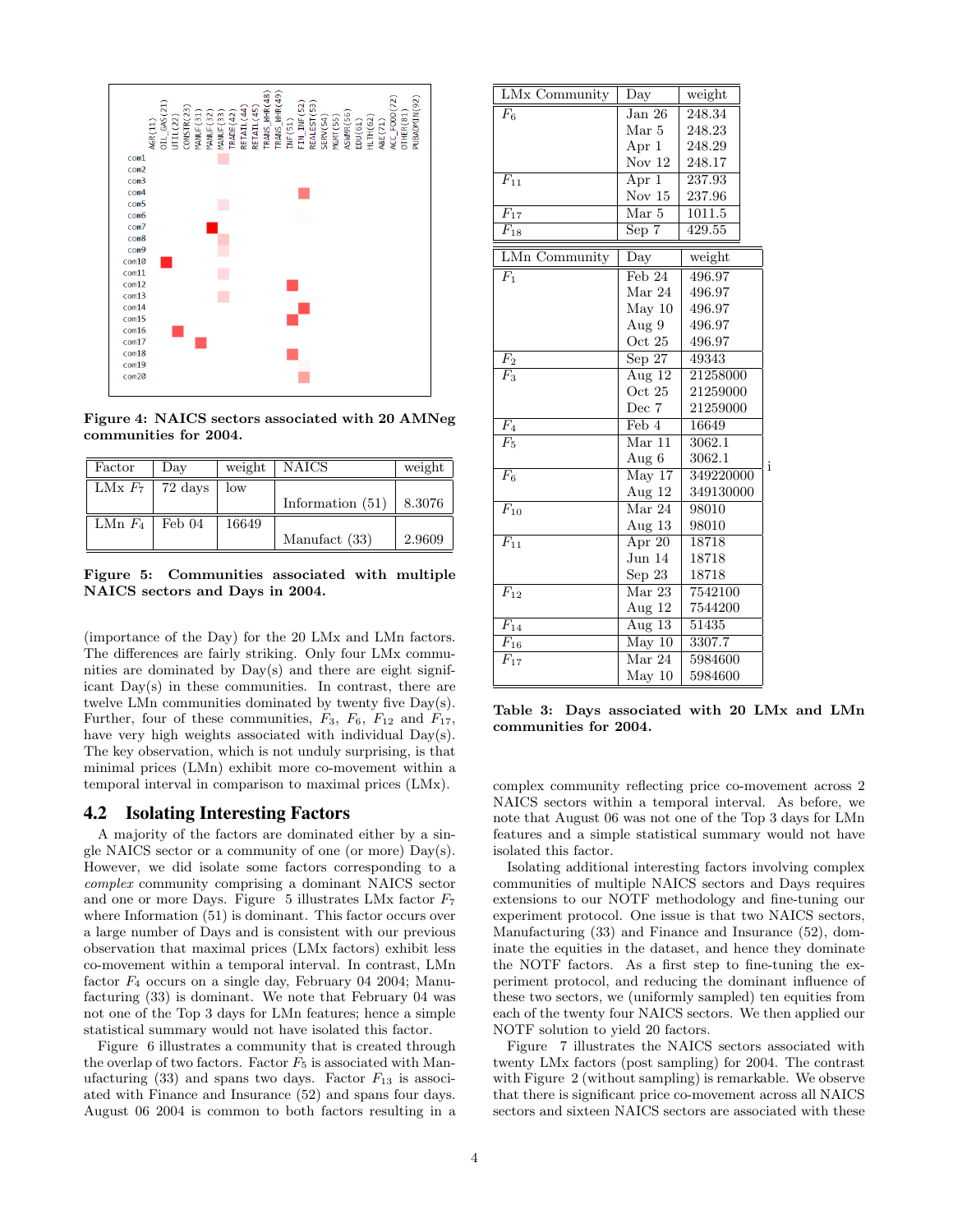Figure 4: NAICS sectors associated with 20 AMNeg communities for 2004.

| Factor | Day | weight | NAICS | weight |
|---|---|---|---|---|
| LMx $F_7$ | 72 days | low | Information (51) | 8.3076 |
| LMn $F_4$ | Feb 04 | 16649 | Manufact (33) | 2.9609 |

Figure 5: Communities associated with multiple NAICS sectors and Days in 2004.

(importance of the Day) for the 20 LMx and LMn factors. The differences are fairly striking. Only four LMx communities are dominated by Day(s) and there are eight significant Day(s) in these communities. In contrast, there are twelve LMn communities dominated by twenty five Day(s). Further, four of these communities, $F_3$, $F_6$, $F_{12}$ and $F_{17}$, have very high weights associated with individual Day(s). The key observation, which is not unduly surprising, is that minimal prices (LMn) exhibit more co-movement within a temporal interval in comparison to maximal prices (LMx).

## 4.2 Isolating Interesting Factors

A majority of the factors are dominated either by a single NAICS sector or a community of one (or more) Day(s). However, we did isolate some factors corresponding to a *complex* community comprising a dominant NAICS sector and one or more Days. Figure 5 illustrates LMx factor $F_7$ where Information (51) is dominant. This factor occurs over a large number of Days and is consistent with our previous observation that maximal prices (LMx factors) exhibit less co-movement within a temporal interval. In contrast, LMn factor $F_4$ occurs on a single day, February 04 2004; Manufacturing (33) is dominant. We note that February 04 was not one of the Top 3 days for LMn features; hence a simple statistical summary would not have isolated this factor.

Figure 6 illustrates a community that is created through the overlap of two factors. Factor $F_5$ is associated with Manufacturing (33) and spans two days. Factor $F_{13}$ is associated with Finance and Insurance (52) and spans four days. August 06 2004 is common to both factors resulting in a

| LMx Community | Day | weight |
|---|---|---|
| $F_6$ | Jan 26 | 248.34 |
| | Mar 5 | 248.23 |
| | Apr 1 | 248.29 |
| | Nov 12 | 248.17 |
| $F_{11}$ | Apr 1 | 237.93 |
| | Nov 15 | 237.96 |
| $F_{17}$ | Mar 5 | 1011.5 |
| $F_{18}$ | Sep 7 | 429.55 |

| LMn Community | Day | weight |
|---|---|---|
| $F_1$ | Feb 24 | 496.97 |
| | Mar 24 | 496.97 |
| | May 10 | 496.97 |
| | Aug 9 | 496.97 |
| | Oct 25 | 496.97 |
| $F_2$ | Sep 27 | 49343 |
| $F_3$ | Aug 12 | 21258000 |
| | Oct 25 | 21259000 |
| | Dec 7 | 21259000 |
| $F_4$ | Feb 4 | 16649 |
| $F_5$ | Mar 11 | 3062.1 |
| | Aug 6 | 3062.1 |
| $F_6$ | May 17 | 349220000 |
| | Aug 12 | 349130000 |
| $F_{10}$ | Mar 24 | 98010 |
| | Aug 13 | 98010 |
| $F_{11}$ | Apr 20 | 18718 |
| | Jun 14 | 18718 |
| | Sep 23 | 18718 |
| $F_{12}$ | Mar 23 | 7542100 |
| | Aug 12 | 7544200 |
| $F_{14}$ | Aug 13 | 51435 |
| $F_{16}$ | May 10 | 3307.7 |
| $F_{17}$ | Mar 24 | 5984600 |
| | May 10 | 5984600 |

Table 3: Days associated with 20 LMx and LMn communities for 2004.

complex community reflecting price co-movement across 2 NAICS sectors within a temporal interval. As before, we note that August 06 was not one of the Top 3 days for LMn features and a simple statistical summary would not have isolated this factor.

Isolating additional interesting factors involving complex communities of multiple NAICS sectors and Days requires extensions to our NOTF methodology and fine-tuning our experiment protocol. One issue is that two NAICS sectors, Manufacturing (33) and Finance and Insurance (52), dominate the equities in the dataset, and hence they dominate the NOTF factors. As a first step to fine-tuning the experiment protocol, and reducing the dominant influence of these two sectors, we (uniformly sampled) ten equities from each of the twenty four NAICS sectors. We then applied our NOTF solution to yield 20 factors.

Figure 7 illustrates the NAICS sectors associated with twenty LMx factors (post sampling) for 2004. The contrast with Figure 2 (without sampling) is remarkable. We observe that there is significant price co-movement across all NAICS sectors and sixteen NAICS sectors are associated with these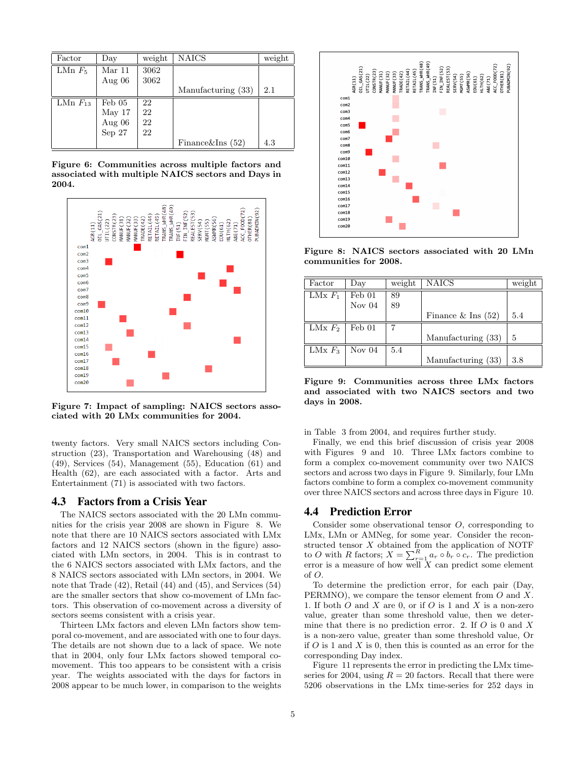| Factor | Day | weight | NAICS | weight |
|---|---|---|---|---|
| LMn $F_5$ | Mar 11 | 3062 | | |
| | Aug 06 | 3062 | | |
| | | | Manufacturing (33) | 2.1 |
| LMn $F_{13}$ | Feb 05 | 22 | | |
| | May 17 | 22 | | |
| | Aug 06 | 22 | | |
| | Sep 27 | 22 | | |
| | | | Finance&Ins (52) | 4.3 |

**Figure 6: Communities across multiple factors and associated with multiple NAICS sectors and Days in 2004.**

**Figure 7: Impact of sampling: NAICS sectors associated with 20 LMx communities for 2004.**

twenty factors. Very small NAICS sectors including Construction (23), Transportation and Warehousing (48) and (49), Services (54), Management (55), Education (61) and Health (62), are each associated with a factor. Arts and Entertainment (71) is associated with two factors.

## 4.3 Factors from a Crisis Year

The NAICS sectors associated with the 20 LMn communities for the crisis year 2008 are shown in Figure 8. We note that there are 10 NAICS sectors associated with LMx factors and 12 NAICS sectors (shown in the figure) associated with LMn sectors, in 2004. This is in contrast to the 6 NAICS sectors associated with LMx factors, and the 8 NAICS sectors associated with LMn sectors, in 2004. We note that Trade (42), Retail (44) and (45), and Services (54) are the smaller sectors that show co-movement of LMn factors. This observation of co-movement across a diversity of sectors seems consistent with a crisis year.

Thirteen LMx factors and eleven LMn factors show temporal co-movement, and are associated with one to four days. The details are not shown due to a lack of space. We note that in 2004, only four LMx factors showed temporal co-movement. This too appears to be consistent with a crisis year. The weights associated with the days for factors in 2008 appear to be much lower, in comparison to the weights

**Figure 8: NAICS sectors associated with 20 LMn communities for 2008.**

| Factor | Day | weight | NAICS | weight |
|---|---|---|---|---|
| LMx $F_1$ | Feb 01 | 89 | | |
| | Nov 04 | 89 | | |
| | | | Finance & Ins (52) | 5.4 |
| LMx $F_2$ | Feb 01 | 7 | | |
| | | | Manufacturing (33) | 5 |
| LMx $F_3$ | Nov 04 | 5.4 | | |
| | | | Manufacturing (33) | 3.8 |

**Figure 9: Communities across three LMx factors and associated with two NAICS sectors and two days in 2008.**

in Table 3 from 2004, and requires further study.

Finally, we end this brief discussion of crisis year 2008 with Figures 9 and 10. Three LMx factors combine to form a complex co-movement community over two NAICS sectors and across two days in Figure 9. Similarly, four LMn factors combine to form a complex co-movement community over three NAICS sectors and across three days in Figure 10.

## 4.4 Prediction Error

Consider some observational tensor $O$, corresponding to LMx, LMn or AMNeg, for some year. Consider the reconstructed tensor $X$ obtained from the application of NOTF to $O$ with $R$ factors; $X = \sum_{r=1}^{R} a_r \circ b_r \circ c_r$. The prediction error is a measure of how well $X$ can predict some element of $O$.

To determine the prediction error, for each pair (Day, PERMNO), we compare the tensor element from $O$ and $X$. 1. If both $O$ and $X$ are 0, or if $O$ is 1 and $X$ is a non-zero value, greater than some threshold value, then we determine that there is no prediction error. 2. If $O$ is 0 and $X$ is a non-zero value, greater than some threshold value, Or if $O$ is 1 and $X$ is 0, then this is counted as an error for the corresponding Day index.

Figure 11 represents the error in predicting the LMx timeseries for 2004, using $R = 20$ factors. Recall that there were 5206 observations in the LMx time-series for 252 days in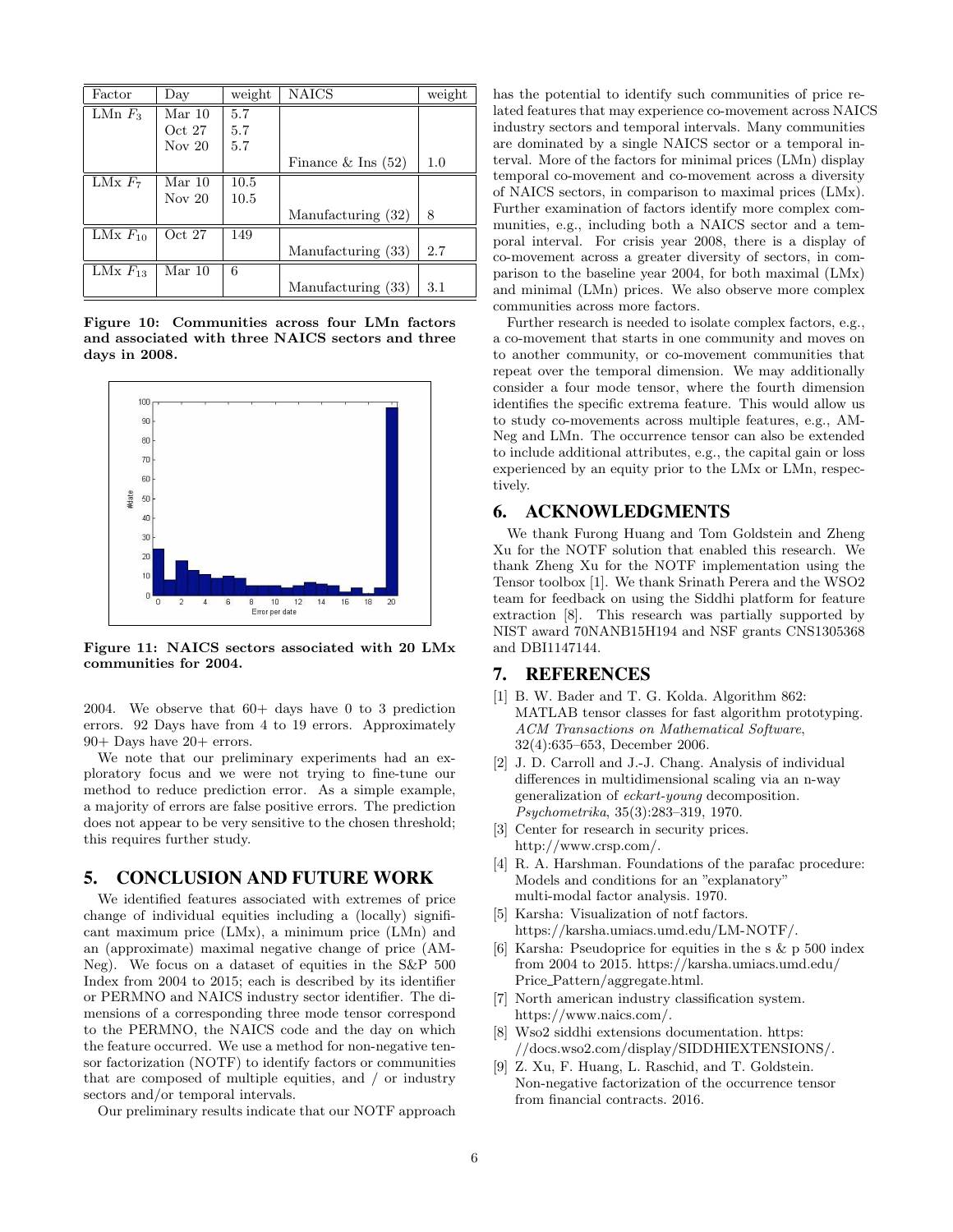| Factor | Day | weight | NAICS | weight |
|---|---|---|---|---|
| LMn $F_3$ | Mar 10 | 5.7 | | |
| | Oct 27 | 5.7 | | |
| | Nov 20 | 5.7 | | |
| | | | Finance & Ins (52) | 1.0 |
| LMx $F_7$ | Mar 10 | 10.5 | | |
| | Nov 20 | 10.5 | | |
| | | | Manufacturing (32) | 8 |
| LMx $F_{10}$ | Oct 27 | 149 | | |
| | | | Manufacturing (33) | 2.7 |
| LMx $F_{13}$ | Mar 10 | 6 | | |
| | | | Manufacturing (33) | 3.1 |

**Figure 10: Communities across four LMn factors and associated with three NAICS sectors and three days in 2008.**

100
90
80
70
60
50
40
30
20
10
0
#date
0 2 4 6 8 10 12 14 16 18 20
Error per date

**Figure 11: NAICS sectors associated with 20 LMx communities for 2004.**

2004. We observe that 60+ days have 0 to 3 prediction errors. 92 Days have from 4 to 19 errors. Approximately 90+ Days have 20+ errors.

We note that our preliminary experiments had an exploratory focus and we were not trying to fine-tune our method to reduce prediction error. As a simple example, a majority of errors are false positive errors. The prediction does not appear to be very sensitive to the chosen threshold; this requires further study.

## 5. CONCLUSION AND FUTURE WORK

We identified features associated with extremes of price change of individual equities including a (locally) significant maximum price (LMx), a minimum price (LMn) and an (approximate) maximal negative change of price (AM-Neg). We focus on a dataset of equities in the S&P 500 Index from 2004 to 2015; each is described by its identifier or PERMNO and NAICS industry sector identifier. The dimensions of a corresponding three mode tensor correspond to the PERMNO, the NAICS code and the day on which the feature occurred. We use a method for non-negative tensor factorization (NOTF) to identify factors or communities that are composed of multiple equities, and / or industry sectors and/or temporal intervals.

Our preliminary results indicate that our NOTF approach has the potential to identify such communities of price related features that may experience co-movement across NAICS industry sectors and temporal intervals. Many communities are dominated by a single NAICS sector or a temporal interval. More of the factors for minimal prices (LMn) display temporal co-movement and co-movement across a diversity of NAICS sectors, in comparison to maximal prices (LMx). Further examination of factors identify more complex communities, e.g., including both a NAICS sector and a temporal interval. For crisis year 2008, there is a display of co-movement across a greater diversity of sectors, in comparison to the baseline year 2004, for both maximal (LMx) and minimal (LMn) prices. We also observe more complex communities across more factors.

Further research is needed to isolate complex factors, e.g., a co-movement that starts in one community and moves on to another community, or co-movement communities that repeat over the temporal dimension. We may additionally consider a four mode tensor, where the fourth dimension identifies the specific extrema feature. This would allow us to study co-movements across multiple features, e.g., AM-Neg and LMn. The occurrence tensor can also be extended to include additional attributes, e.g., the capital gain or loss experienced by an equity prior to the LMx or LMn, respectively.

## 6. ACKNOWLEDGMENTS

We thank Furong Huang and Tom Goldstein and Zheng Xu for the NOTF solution that enabled this research. We thank Zheng Xu for the NOTF implementation using the Tensor toolbox [1]. We thank Srinath Perera and the WSO2 team for feedback on using the Siddhi platform for feature extraction [8]. This research was partially supported by NIST award 70NANB15H194 and NSF grants CNS1305368 and DBI1147144.

## 7. REFERENCES

[1] B. W. Bader and T. G. Kolda. Algorithm 862: MATLAB tensor classes for fast algorithm prototyping. *ACM Transactions on Mathematical Software*, 32(4):635–653, December 2006.

[2] J. D. Carroll and J.-J. Chang. Analysis of individual differences in multidimensional scaling via an n-way generalization of *eckart-young* decomposition. *Psychometrika*, 35(3):283–319, 1970.

[3] Center for research in security prices. http://www.crsp.com/.

[4] R. A. Harshman. Foundations of the parafac procedure: Models and conditions for an "explanatory" multi-modal factor analysis. 1970.

[5] Karsha: Visualization of notf factors. https://karsha.umiacs.umd.edu/LM-NOTF/.

[6] Karsha: Pseudoprice for equities in the s & p 500 index from 2004 to 2015. https://karsha.umiacs.umd.edu/Price_Pattern/aggregate.html.

[7] North american industry classification system. https://www.naics.com/.

[8] Wso2 siddhi extensions documentation. https://docs.wso2.com/display/SIDDHIEXTENSIONS/.

[9] Z. Xu, F. Huang, L. Raschid, and T. Goldstein. Non-negative factorization of the occurrence tensor from financial contracts. 2016.